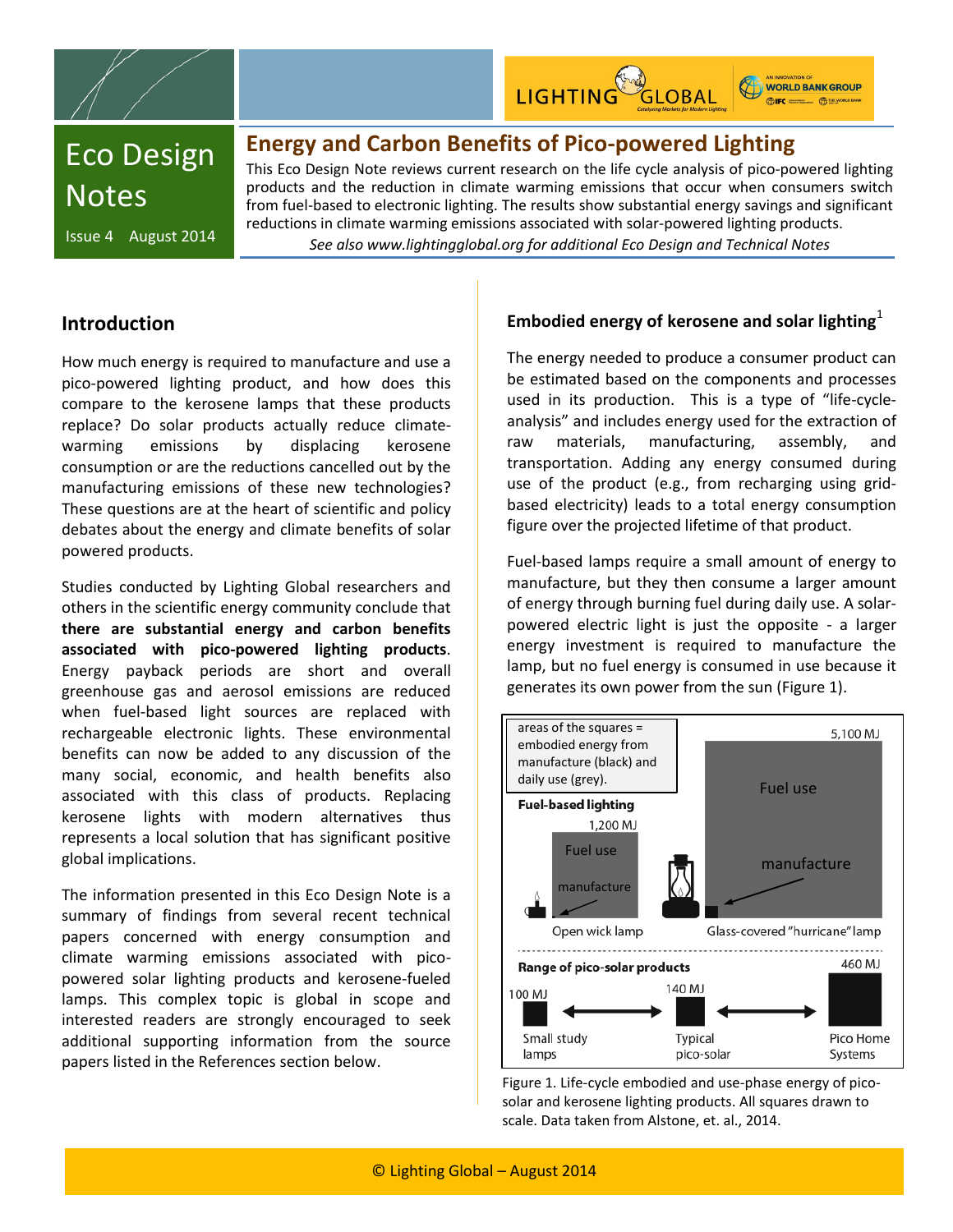# Eco Design Notes

Issue 4 August 2014

## Energy and Carbon Benefits of Pico-powered Lighting

This Eco Design Note reviews current research on the life cycle analysis of pico-powered lighting products and the reduction in climate warming emissions that occur when consumers switch from fuel-based to electronic lighting. The results show substantial energy savings and significant reductions in climate warming emissions associated with solar-powered lighting products.

*See also www.lightingglobal.org for additional Eco Design and Technical Notes*

## Introduction

How much energy is required to manufacture and use a pico-powered lighting product, and how does this compare to the kerosene lamps that these products replace? Do solar products actually reduce climate-warming emissions by displacing kerosene consumption or are the reductions cancelled out by the manufacturing emissions of these new technologies? These questions are at the heart of scientific and policy debates about the energy and climate benefits of solar powered products.

Studies conducted by Lighting Global researchers and others in the scientific energy community conclude that **there are substantial energy and carbon benefits associated with pico-powered lighting products**. Energy payback periods are short and overall greenhouse gas and aerosol emissions are reduced when fuel-based light sources are replaced with rechargeable electronic lights. These environmental benefits can now be added to any discussion of the many social, economic, and health benefits also associated with this class of products. Replacing kerosene lights with modern alternatives thus represents a local solution that has significant positive global implications.

The information presented in this Eco Design Note is a summary of findings from several recent technical papers concerned with energy consumption and climate warming emissions associated with pico-powered solar lighting products and kerosene-fueled lamps. This complex topic is global in scope and interested readers are strongly encouraged to seek additional supporting information from the source papers listed in the References section below.

## Embodied energy of kerosene and solar lighting[1]

The energy needed to produce a consumer product can be estimated based on the components and processes used in its production. This is a type of "life-cycle-analysis" and includes energy used for the extraction of raw materials, manufacturing, assembly, and transportation. Adding any energy consumed during use of the product (e.g., from recharging using grid-based electricity) leads to a total energy consumption figure over the projected lifetime of that product.

Fuel-based lamps require a small amount of energy to manufacture, but they then consume a larger amount of energy through burning fuel during daily use. A solar-powered electric light is just the opposite - a larger energy investment is required to manufacture the lamp, but no fuel energy is consumed in use because it generates its own power from the sun (Figure 1).

areas of the squares = embodied energy from manufacture (black) and daily use (grey).

**Fuel-based lighting**

- Open wick lamp: 1,200 MJ (Fuel use; manufacture)
- Glass-covered "hurricane" lamp: 5,100 MJ (Fuel use; manufacture)

**Range of pico-solar products**

- Small study lamps: 100 MJ
- Typical pico-solar: 140 MJ
- Pico Home Systems: 460 MJ

Figure 1. Life-cycle embodied and use-phase energy of pico-solar and kerosene lighting products. All squares drawn to scale. Data taken from Alstone, et. al., 2014.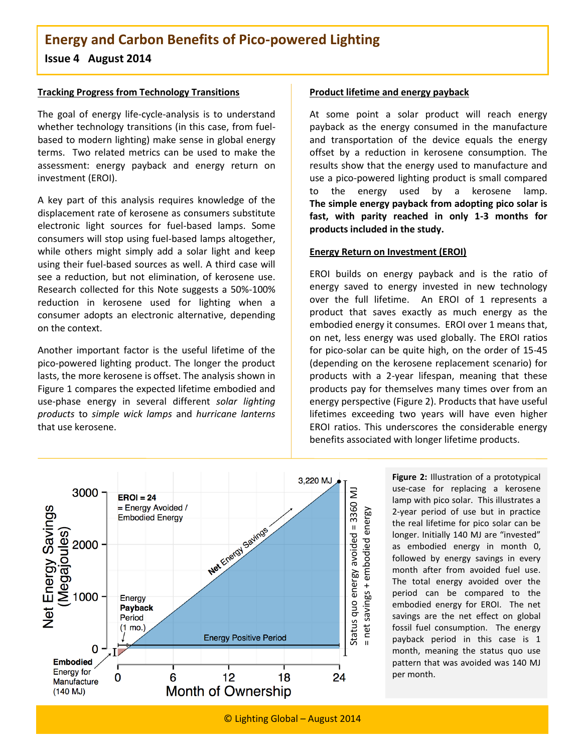# Energy and Carbon Benefits of Pico-powered Lighting

**Issue 4 August 2014**

## Tracking Progress from Technology Transitions

The goal of energy life-cycle-analysis is to understand whether technology transitions (in this case, from fuel-based to modern lighting) make sense in global energy terms. Two related metrics can be used to make the assessment: energy payback and energy return on investment (EROI).

A key part of this analysis requires knowledge of the displacement rate of kerosene as consumers substitute electronic light sources for fuel-based lamps. Some consumers will stop using fuel-based lamps altogether, while others might simply add a solar light and keep using their fuel-based sources as well. A third case will see a reduction, but not elimination, of kerosene use. Research collected for this Note suggests a 50%-100% reduction in kerosene used for lighting when a consumer adopts an electronic alternative, depending on the context.

Another important factor is the useful lifetime of the pico-powered lighting product. The longer the product lasts, the more kerosene is offset. The analysis shown in Figure 1 compares the expected lifetime embodied and use-phase energy in several different *solar lighting products* to *simple wick lamps* and *hurricane lanterns* that use kerosene.

## Product lifetime and energy payback

At some point a solar product will reach energy payback as the energy consumed in the manufacture and transportation of the device equals the energy offset by a reduction in kerosene consumption. The results show that the energy used to manufacture and use a pico-powered lighting product is small compared to the energy used by a kerosene lamp. **The simple energy payback from adopting pico solar is fast, with parity reached in only 1-3 months for products included in the study.**

## Energy Return on Investment (EROI)

EROI builds on energy payback and is the ratio of energy saved to energy invested in new technology over the full lifetime. An EROI of 1 represents a product that saves exactly as much energy as the embodied energy it consumes. EROI over 1 means that, on net, less energy was used globally. The EROI ratios for pico-solar can be quite high, on the order of 15-45 (depending on the kerosene replacement scenario) for products with a 2-year lifespan, meaning that these products pay for themselves many times over from an energy perspective (Figure 2). Products that have useful lifetimes exceeding two years will have even higher EROI ratios. This underscores the considerable energy benefits associated with longer lifetime products.

**Figure 2:** Illustration of a prototypical use-case for replacing a kerosene lamp with pico solar. This illustrates a 2-year period of use but in practice the real lifetime for pico solar can be longer. Initially 140 MJ are "invested" as embodied energy in month 0, followed by energy savings in every month after from avoided fuel use. The total energy avoided over the period can be compared to the embodied energy for EROI. The net savings are the net effect on global fossil fuel consumption. The energy payback period in this case is 1 month, meaning the status quo use pattern that was avoided was 140 MJ per month.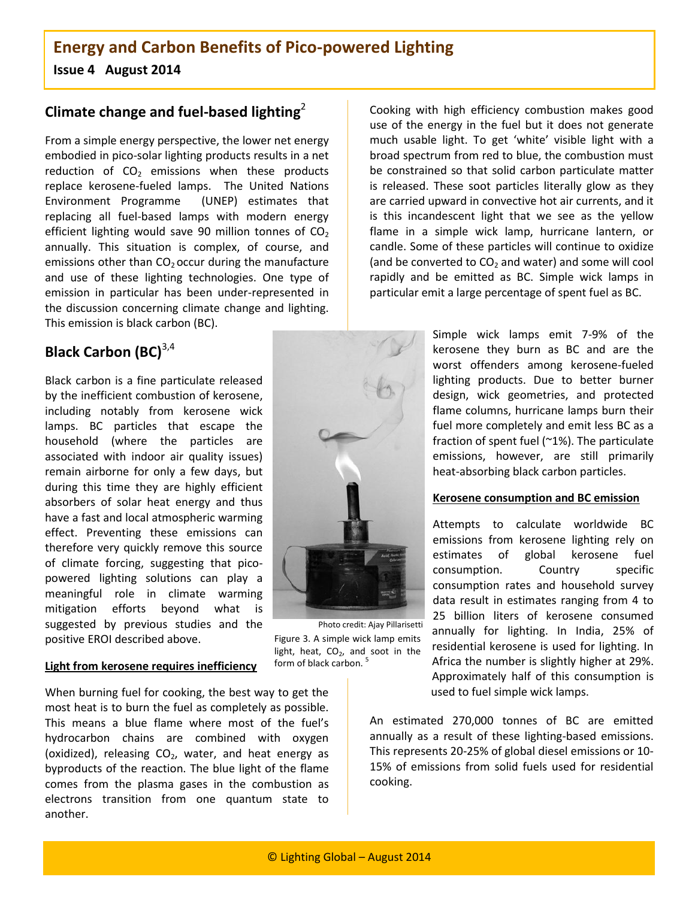## Climate change and fuel-based lighting[2]

From a simple energy perspective, the lower net energy embodied in pico-solar lighting products results in a net reduction of $CO_2$ emissions when these products replace kerosene-fueled lamps. The United Nations Environment Programme (UNEP) estimates that replacing all fuel-based lamps with modern energy efficient lighting would save 90 million tonnes of $CO_2$ annually. This situation is complex, of course, and emissions other than $CO_2$ occur during the manufacture and use of these lighting technologies. One type of emission in particular has been under-represented in the discussion concerning climate change and lighting. This emission is black carbon (BC).

## Black Carbon (BC)[3,4]

Black carbon is a fine particulate released by the inefficient combustion of kerosene, including notably from kerosene wick lamps. BC particles that escape the household (where the particles are associated with indoor air quality issues) remain airborne for only a few days, but during this time they are highly efficient absorbers of solar heat energy and thus have a fast and local atmospheric warming effect. Preventing these emissions can therefore very quickly remove this source of climate forcing, suggesting that pico-powered lighting solutions can play a meaningful role in climate warming mitigation efforts beyond what is suggested by previous studies and the positive EROI described above.

**Light from kerosene requires inefficiency**

When burning fuel for cooking, the best way to get the most heat is to burn the fuel as completely as possible. This means a blue flame where most of the fuel's hydrocarbon chains are combined with oxygen (oxidized), releasing $CO_2$, water, and heat energy as byproducts of the reaction. The blue light of the flame comes from the plasma gases in the combustion as electrons transition from one quantum state to another.

Cooking with high efficiency combustion makes good use of the energy in the fuel but it does not generate much usable light. To get 'white' visible light with a broad spectrum from red to blue, the combustion must be constrained so that solid carbon particulate matter is released. These soot particles literally glow as they are carried upward in convective hot air currents, and it is this incandescent light that we see as the yellow flame in a simple wick lamp, hurricane lantern, or candle. Some of these particles will continue to oxidize (and be converted to $CO_2$ and water) and some will cool rapidly and be emitted as BC. Simple wick lamps in particular emit a large percentage of spent fuel as BC.

Photo credit: Ajay Pillarisetti

Figure 3. A simple wick lamp emits light, heat, $CO_2$, and soot in the form of black carbon. [5]

Simple wick lamps emit 7-9% of the kerosene they burn as BC and are the worst offenders among kerosene-fueled lighting products. Due to better burner design, wick geometries, and protected flame columns, hurricane lamps burn their fuel more completely and emit less BC as a fraction of spent fuel (~1%). The particulate emissions, however, are still primarily heat-absorbing black carbon particles.

**Kerosene consumption and BC emission**

Attempts to calculate worldwide BC emissions from kerosene lighting rely on estimates of global kerosene fuel consumption. Country specific consumption rates and household survey data result in estimates ranging from 4 to 25 billion liters of kerosene consumed annually for lighting. In India, 25% of residential kerosene is used for lighting. In Africa the number is slightly higher at 29%. Approximately half of this consumption is used to fuel simple wick lamps.

An estimated 270,000 tonnes of BC are emitted annually as a result of these lighting-based emissions. This represents 20-25% of global diesel emissions or 10-15% of emissions from solid fuels used for residential cooking.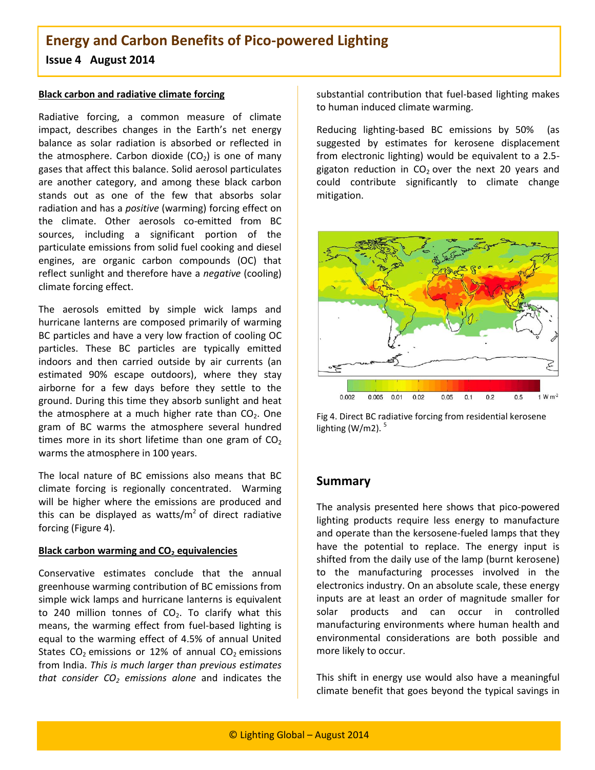## Black carbon and radiative climate forcing

Radiative forcing, a common measure of climate impact, describes changes in the Earth's net energy balance as solar radiation is absorbed or reflected in the atmosphere. Carbon dioxide ($CO_2$) is one of many gases that affect this balance. Solid aerosol particulates are another category, and among these black carbon stands out as one of the few that absorbs solar radiation and has a *positive* (warming) forcing effect on the climate. Other aerosols co-emitted from BC sources, including a significant portion of the particulate emissions from solid fuel cooking and diesel engines, are organic carbon compounds (OC) that reflect sunlight and therefore have a *negative* (cooling) climate forcing effect.

The aerosols emitted by simple wick lamps and hurricane lanterns are composed primarily of warming BC particles and have a very low fraction of cooling OC particles. These BC particles are typically emitted indoors and then carried outside by air currents (an estimated 90% escape outdoors), where they stay airborne for a few days before they settle to the ground. During this time they absorb sunlight and heat the atmosphere at a much higher rate than $CO_2$. One gram of BC warms the atmosphere several hundred times more in its short lifetime than one gram of $CO_2$ warms the atmosphere in 100 years.

The local nature of BC emissions also means that BC climate forcing is regionally concentrated. Warming will be higher where the emissions are produced and this can be displayed as watts/$m^2$ of direct radiative forcing (Figure 4).

## Black carbon warming and $CO_2$ equivalencies

Conservative estimates conclude that the annual greenhouse warming contribution of BC emissions from simple wick lamps and hurricane lanterns is equivalent to 240 million tonnes of $CO_2$. To clarify what this means, the warming effect from fuel-based lighting is equal to the warming effect of 4.5% of annual United States $CO_2$ emissions or 12% of annual $CO_2$ emissions from India. *This is much larger than previous estimates that consider $CO_2$ emissions alone* and indicates the substantial contribution that fuel-based lighting makes to human induced climate warming.

Reducing lighting-based BC emissions by 50% (as suggested by estimates for kerosene displacement from electronic lighting) would be equivalent to a 2.5-gigaton reduction in $CO_2$ over the next 20 years and could contribute significantly to climate change mitigation.

Fig 4. Direct BC radiative forcing from residential kerosene lighting (W/m2). [5]

## Summary

The analysis presented here shows that pico-powered lighting products require less energy to manufacture and operate than the kersosene-fueled lamps that they have the potential to replace. The energy input is shifted from the daily use of the lamp (burnt kerosene) to the manufacturing processes involved in the electronics industry. On an absolute scale, these energy inputs are at least an order of magnitude smaller for solar products and can occur in controlled manufacturing environments where human health and environmental considerations are both possible and more likely to occur.

This shift in energy use would also have a meaningful climate benefit that goes beyond the typical savings in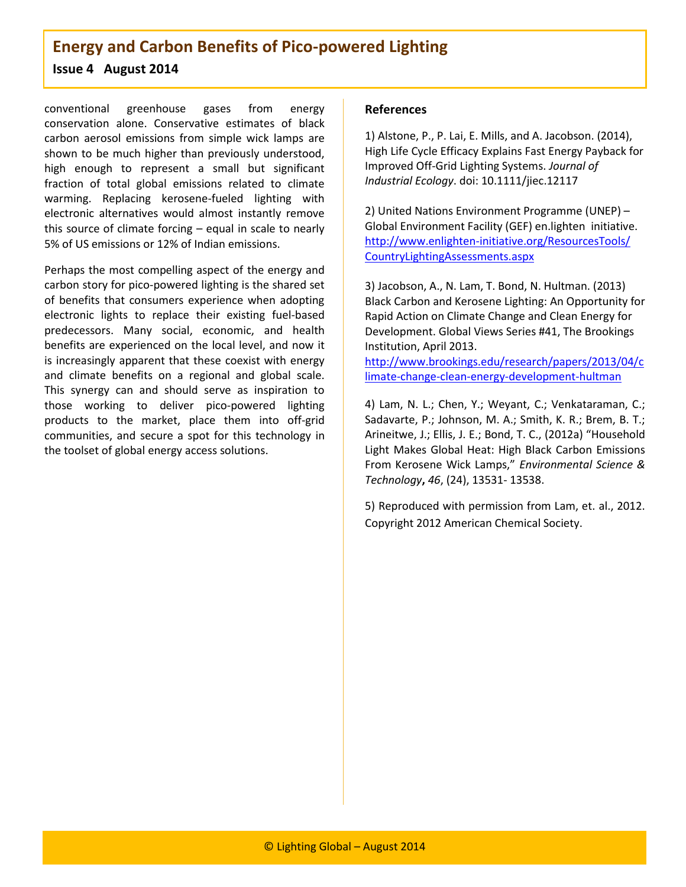conventional greenhouse gases from energy conservation alone. Conservative estimates of black carbon aerosol emissions from simple wick lamps are shown to be much higher than previously understood, high enough to represent a small but significant fraction of total global emissions related to climate warming. Replacing kerosene-fueled lighting with electronic alternatives would almost instantly remove this source of climate forcing – equal in scale to nearly 5% of US emissions or 12% of Indian emissions.

Perhaps the most compelling aspect of the energy and carbon story for pico-powered lighting is the shared set of benefits that consumers experience when adopting electronic lights to replace their existing fuel-based predecessors. Many social, economic, and health benefits are experienced on the local level, and now it is increasingly apparent that these coexist with energy and climate benefits on a regional and global scale. This synergy can and should serve as inspiration to those working to deliver pico-powered lighting products to the market, place them into off-grid communities, and secure a spot for this technology in the toolset of global energy access solutions.

## References

1) Alstone, P., P. Lai, E. Mills, and A. Jacobson. (2014), High Life Cycle Efficacy Explains Fast Energy Payback for Improved Off-Grid Lighting Systems. *Journal of Industrial Ecology*. doi: 10.1111/jiec.12117

2) United Nations Environment Programme (UNEP) – Global Environment Facility (GEF) en.lighten initiative. http://www.enlighten-initiative.org/ResourcesTools/CountryLightingAssessments.aspx

3) Jacobson, A., N. Lam, T. Bond, N. Hultman. (2013) Black Carbon and Kerosene Lighting: An Opportunity for Rapid Action on Climate Change and Clean Energy for Development. Global Views Series #41, The Brookings Institution, April 2013. http://www.brookings.edu/research/papers/2013/04/climate-change-clean-energy-development-hultman

4) Lam, N. L.; Chen, Y.; Weyant, C.; Venkataraman, C.; Sadavarte, P.; Johnson, M. A.; Smith, K. R.; Brem, B. T.; Arineitwe, J.; Ellis, J. E.; Bond, T. C., (2012a) "Household Light Makes Global Heat: High Black Carbon Emissions From Kerosene Wick Lamps," *Environmental Science & Technology*, *46*, (24), 13531- 13538.

5) Reproduced with permission from Lam, et. al., 2012. Copyright 2012 American Chemical Society.